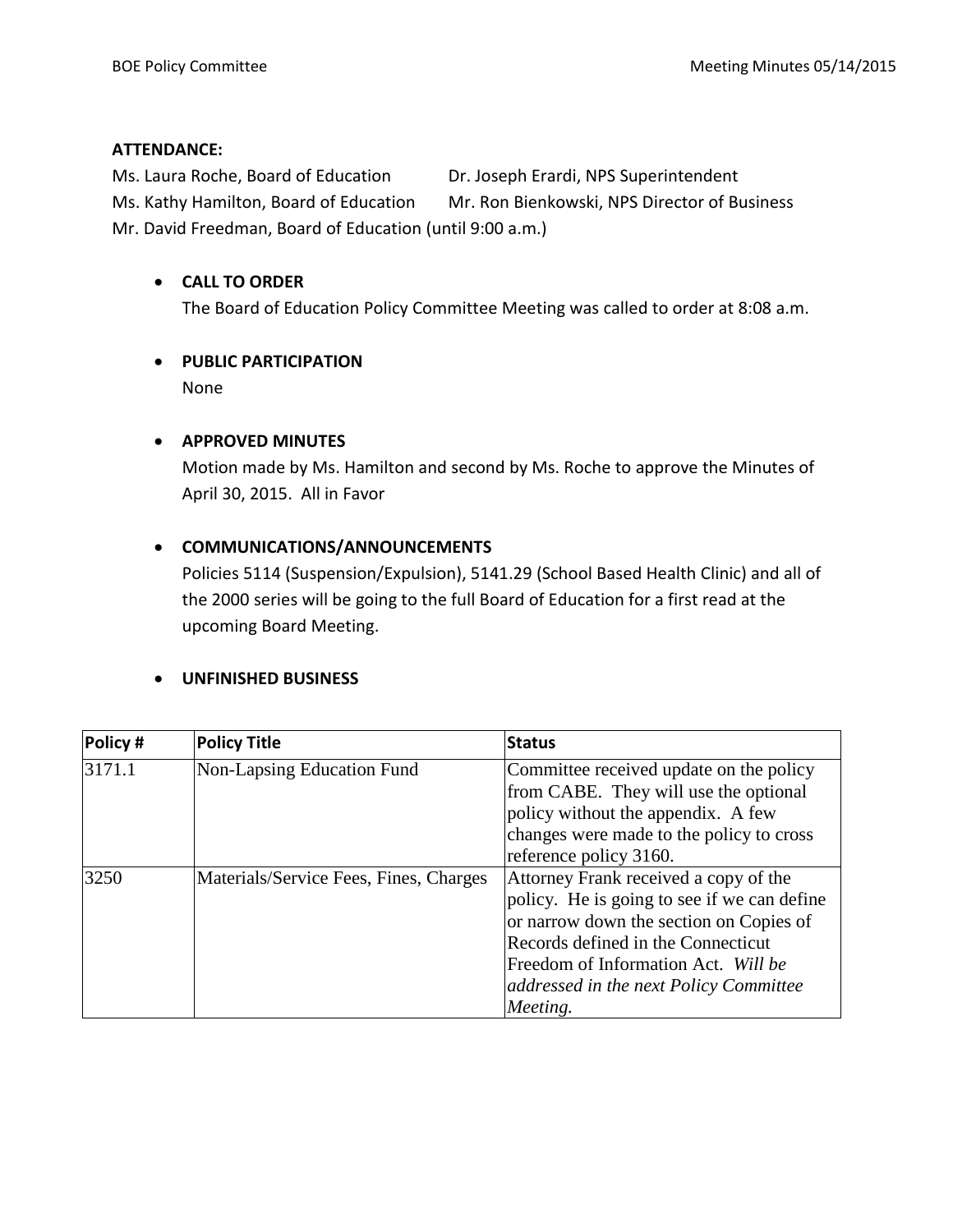**ATTENDANCE:**

Ms. Laura Roche, Board of Education
Ms. Kathy Hamilton, Board of Education
Mr. David Freedman, Board of Education (until 9:00 a.m.)
Dr. Joseph Erardi, NPS Superintendent
Mr. Ron Bienkowski, NPS Director of Business

- **CALL TO ORDER**
  The Board of Education Policy Committee Meeting was called to order at 8:08 a.m.

- **PUBLIC PARTICIPATION**
  None

- **APPROVED MINUTES**
  Motion made by Ms. Hamilton and second by Ms. Roche to approve the Minutes of April 30, 2015. All in Favor

- **COMMUNICATIONS/ANNOUNCEMENTS**
  Policies 5114 (Suspension/Expulsion), 5141.29 (School Based Health Clinic) and all of the 2000 series will be going to the full Board of Education for a first read at the upcoming Board Meeting.

- **UNFINISHED BUSINESS**

| Policy # | Policy Title | Status |
|---|---|---|
| 3171.1 | Non-Lapsing Education Fund | Committee received update on the policy from CABE. They will use the optional policy without the appendix. A few changes were made to the policy to cross reference policy 3160. |
| 3250 | Materials/Service Fees, Fines, Charges | Attorney Frank received a copy of the policy. He is going to see if we can define or narrow down the section on Copies of Records defined in the Connecticut Freedom of Information Act. *Will be addressed in the next Policy Committee Meeting.* |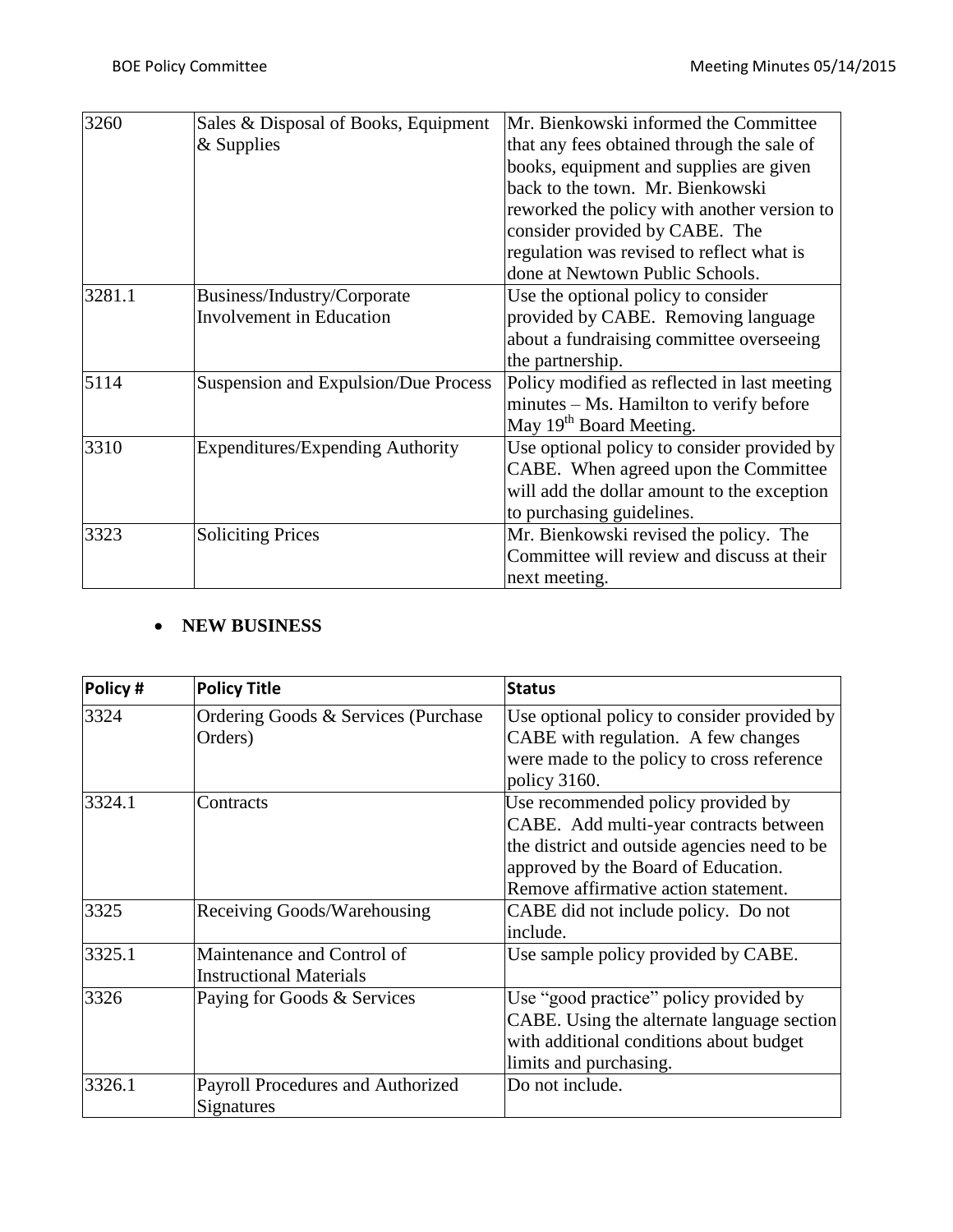| | | |
|---|---|---|
| 3260 | Sales & Disposal of Books, Equipment & Supplies | Mr. Bienkowski informed the Committee that any fees obtained through the sale of books, equipment and supplies are given back to the town. Mr. Bienkowski reworked the policy with another version to consider provided by CABE. The regulation was revised to reflect what is done at Newtown Public Schools. |
| 3281.1 | Business/Industry/Corporate Involvement in Education | Use the optional policy to consider provided by CABE. Removing language about a fundraising committee overseeing the partnership. |
| 5114 | Suspension and Expulsion/Due Process | Policy modified as reflected in last meeting minutes – Ms. Hamilton to verify before May 19th Board Meeting. |
| 3310 | Expenditures/Expending Authority | Use optional policy to consider provided by CABE. When agreed upon the Committee will add the dollar amount to the exception to purchasing guidelines. |
| 3323 | Soliciting Prices | Mr. Bienkowski revised the policy. The Committee will review and discuss at their next meeting. |

- **NEW BUSINESS**

| **Policy #** | **Policy Title** | **Status** |
|---|---|---|
| 3324 | Ordering Goods & Services (Purchase Orders) | Use optional policy to consider provided by CABE with regulation. A few changes were made to the policy to cross reference policy 3160. |
| 3324.1 | Contracts | Use recommended policy provided by CABE. Add multi-year contracts between the district and outside agencies need to be approved by the Board of Education. Remove affirmative action statement. |
| 3325 | Receiving Goods/Warehousing | CABE did not include policy. Do not include. |
| 3325.1 | Maintenance and Control of Instructional Materials | Use sample policy provided by CABE. |
| 3326 | Paying for Goods & Services | Use "good practice" policy provided by CABE. Using the alternate language section with additional conditions about budget limits and purchasing. |
| 3326.1 | Payroll Procedures and Authorized Signatures | Do not include. |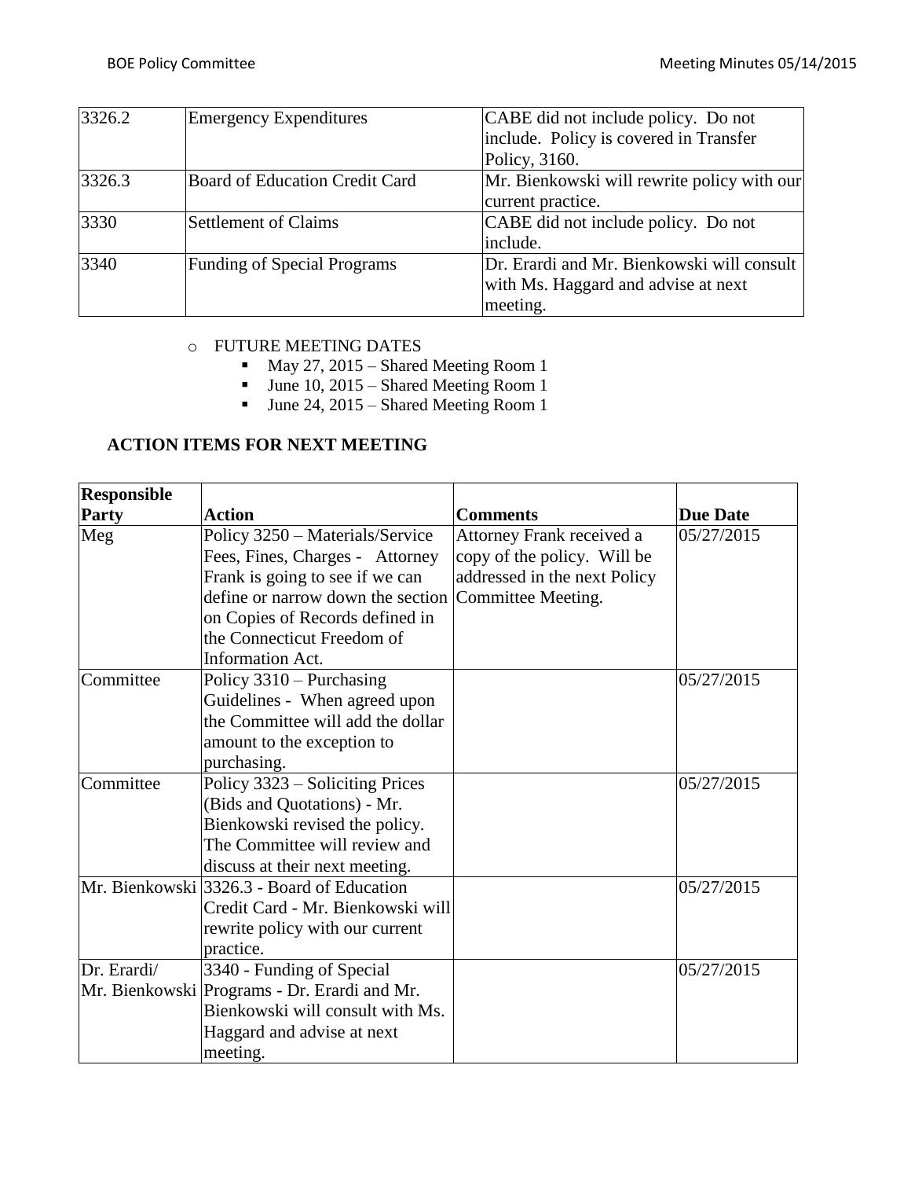| 3326.2 | Emergency Expenditures | CABE did not include policy. Do not include. Policy is covered in Transfer Policy, 3160. |
|---|---|---|
| 3326.3 | Board of Education Credit Card | Mr. Bienkowski will rewrite policy with our current practice. |
| 3330 | Settlement of Claims | CABE did not include policy. Do not include. |
| 3340 | Funding of Special Programs | Dr. Erardi and Mr. Bienkowski will consult with Ms. Haggard and advise at next meeting. |

- FUTURE MEETING DATES
  - May 27, 2015 – Shared Meeting Room 1
  - June 10, 2015 – Shared Meeting Room 1
  - June 24, 2015 – Shared Meeting Room 1

**ACTION ITEMS FOR NEXT MEETING**

| Responsible Party | Action | Comments | Due Date |
|---|---|---|---|
| Meg | Policy 3250 – Materials/Service Fees, Fines, Charges - Attorney Frank is going to see if we can define or narrow down the section on Copies of Records defined in the Connecticut Freedom of Information Act. | Attorney Frank received a copy of the policy. Will be addressed in the next Policy Committee Meeting. | 05/27/2015 |
| Committee | Policy 3310 – Purchasing Guidelines - When agreed upon the Committee will add the dollar amount to the exception to purchasing. | | 05/27/2015 |
| Committee | Policy 3323 – Soliciting Prices (Bids and Quotations) - Mr. Bienkowski revised the policy. The Committee will review and discuss at their next meeting. | | 05/27/2015 |
| Mr. Bienkowski | 3326.3 - Board of Education Credit Card - Mr. Bienkowski will rewrite policy with our current practice. | | 05/27/2015 |
| Dr. Erardi/ Mr. Bienkowski | 3340 - Funding of Special Programs - Dr. Erardi and Mr. Bienkowski will consult with Ms. Haggard and advise at next meeting. | | 05/27/2015 |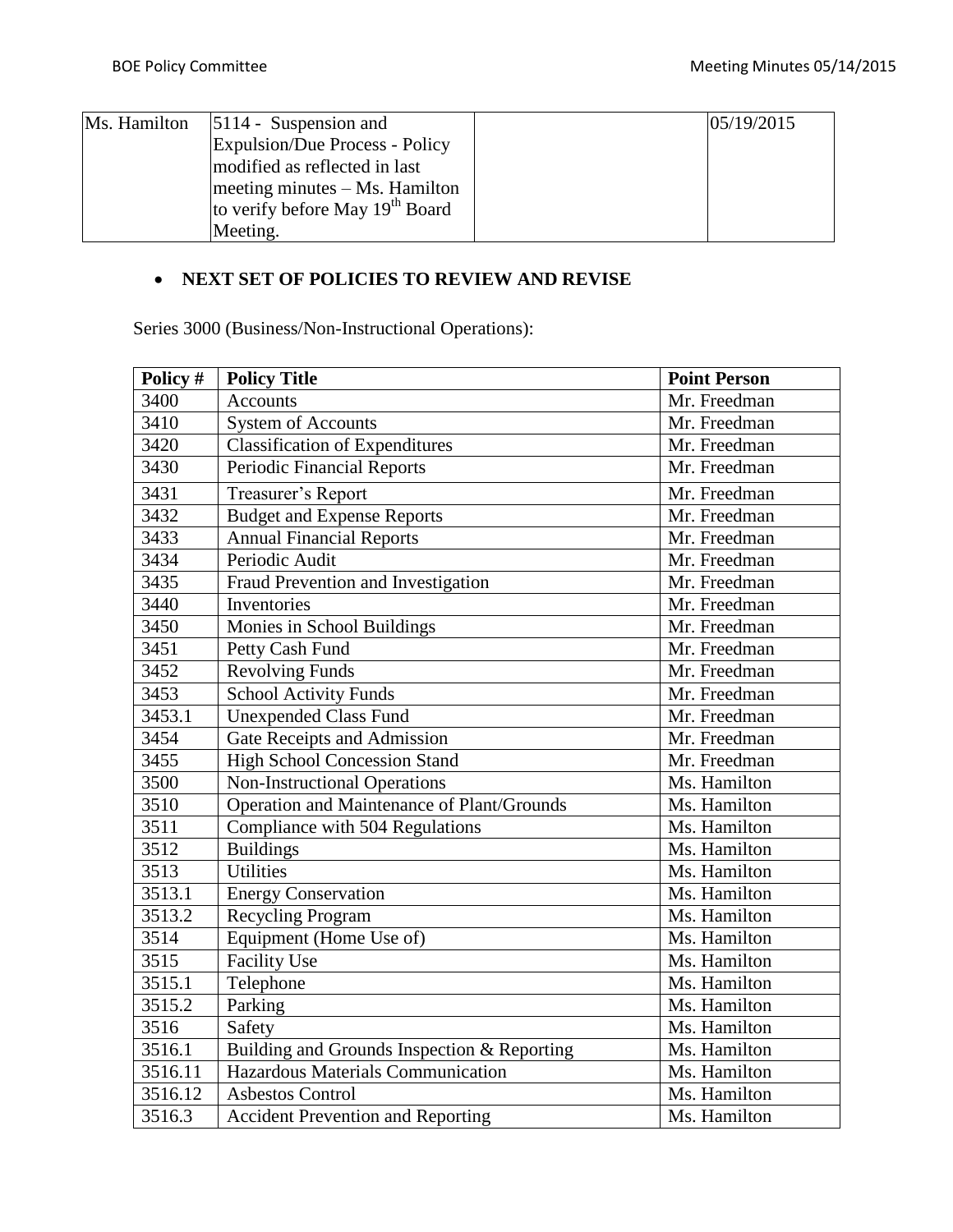| | | | |
|---|---|---|---|
| Ms. Hamilton | 5114 - Suspension and Expulsion/Due Process - Policy modified as reflected in last meeting minutes – Ms. Hamilton to verify before May 19th Board Meeting. | | 05/19/2015 |

- **NEXT SET OF POLICIES TO REVIEW AND REVISE**

Series 3000 (Business/Non-Instructional Operations):

| Policy # | Policy Title | Point Person |
|---|---|---|
| 3400 | Accounts | Mr. Freedman |
| 3410 | System of Accounts | Mr. Freedman |
| 3420 | Classification of Expenditures | Mr. Freedman |
| 3430 | Periodic Financial Reports | Mr. Freedman |
| 3431 | Treasurer's Report | Mr. Freedman |
| 3432 | Budget and Expense Reports | Mr. Freedman |
| 3433 | Annual Financial Reports | Mr. Freedman |
| 3434 | Periodic Audit | Mr. Freedman |
| 3435 | Fraud Prevention and Investigation | Mr. Freedman |
| 3440 | Inventories | Mr. Freedman |
| 3450 | Monies in School Buildings | Mr. Freedman |
| 3451 | Petty Cash Fund | Mr. Freedman |
| 3452 | Revolving Funds | Mr. Freedman |
| 3453 | School Activity Funds | Mr. Freedman |
| 3453.1 | Unexpended Class Fund | Mr. Freedman |
| 3454 | Gate Receipts and Admission | Mr. Freedman |
| 3455 | High School Concession Stand | Mr. Freedman |
| 3500 | Non-Instructional Operations | Ms. Hamilton |
| 3510 | Operation and Maintenance of Plant/Grounds | Ms. Hamilton |
| 3511 | Compliance with 504 Regulations | Ms. Hamilton |
| 3512 | Buildings | Ms. Hamilton |
| 3513 | Utilities | Ms. Hamilton |
| 3513.1 | Energy Conservation | Ms. Hamilton |
| 3513.2 | Recycling Program | Ms. Hamilton |
| 3514 | Equipment (Home Use of) | Ms. Hamilton |
| 3515 | Facility Use | Ms. Hamilton |
| 3515.1 | Telephone | Ms. Hamilton |
| 3515.2 | Parking | Ms. Hamilton |
| 3516 | Safety | Ms. Hamilton |
| 3516.1 | Building and Grounds Inspection & Reporting | Ms. Hamilton |
| 3516.11 | Hazardous Materials Communication | Ms. Hamilton |
| 3516.12 | Asbestos Control | Ms. Hamilton |
| 3516.3 | Accident Prevention and Reporting | Ms. Hamilton |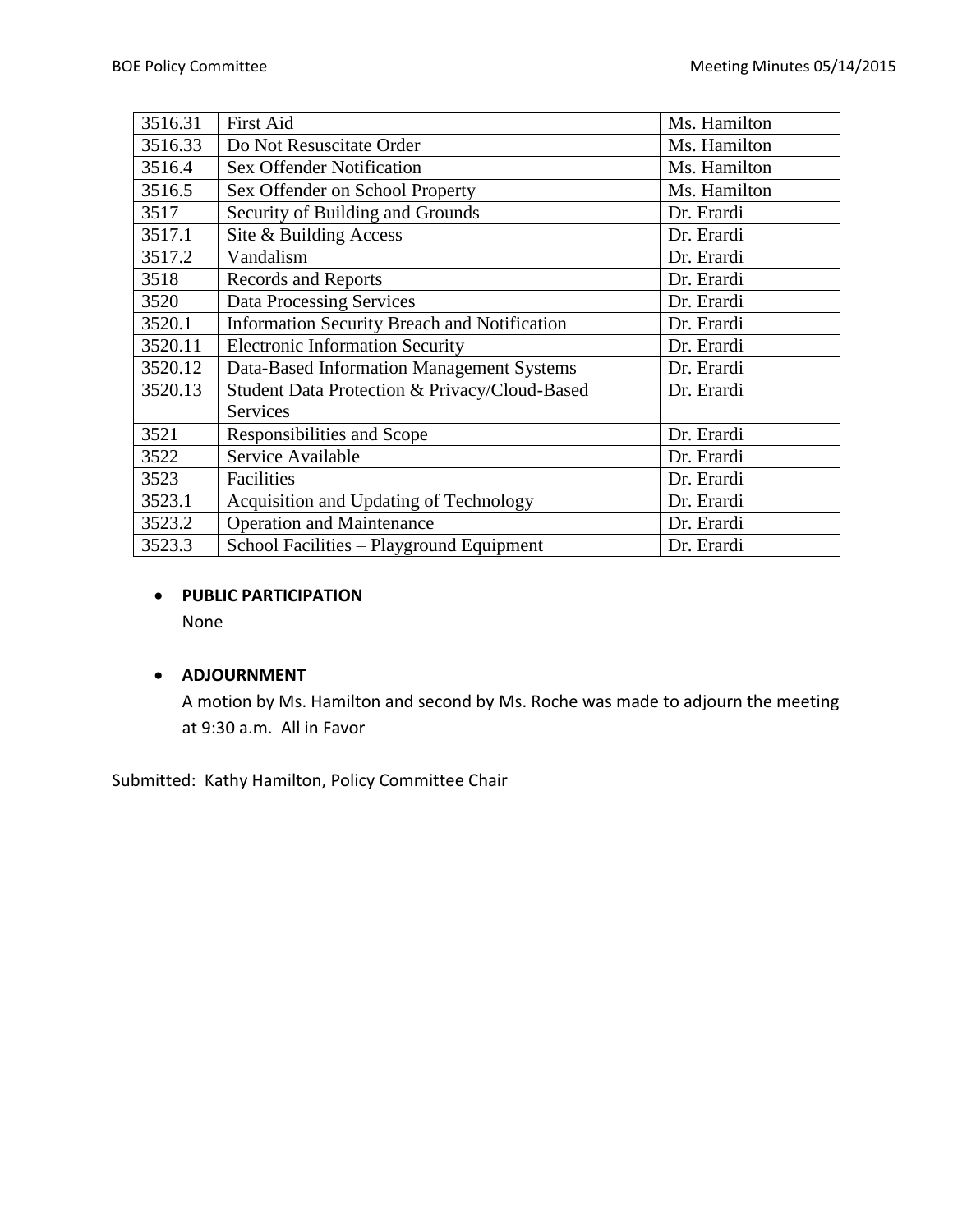| | | |
|---|---|---|
| 3516.31 | First Aid | Ms. Hamilton |
| 3516.33 | Do Not Resuscitate Order | Ms. Hamilton |
| 3516.4 | Sex Offender Notification | Ms. Hamilton |
| 3516.5 | Sex Offender on School Property | Ms. Hamilton |
| 3517 | Security of Building and Grounds | Dr. Erardi |
| 3517.1 | Site & Building Access | Dr. Erardi |
| 3517.2 | Vandalism | Dr. Erardi |
| 3518 | Records and Reports | Dr. Erardi |
| 3520 | Data Processing Services | Dr. Erardi |
| 3520.1 | Information Security Breach and Notification | Dr. Erardi |
| 3520.11 | Electronic Information Security | Dr. Erardi |
| 3520.12 | Data-Based Information Management Systems | Dr. Erardi |
| 3520.13 | Student Data Protection & Privacy/Cloud-Based Services | Dr. Erardi |
| 3521 | Responsibilities and Scope | Dr. Erardi |
| 3522 | Service Available | Dr. Erardi |
| 3523 | Facilities | Dr. Erardi |
| 3523.1 | Acquisition and Updating of Technology | Dr. Erardi |
| 3523.2 | Operation and Maintenance | Dr. Erardi |
| 3523.3 | School Facilities – Playground Equipment | Dr. Erardi |

- **PUBLIC PARTICIPATION**

  None

- **ADJOURNMENT**

  A motion by Ms. Hamilton and second by Ms. Roche was made to adjourn the meeting at 9:30 a.m. All in Favor

Submitted: Kathy Hamilton, Policy Committee Chair